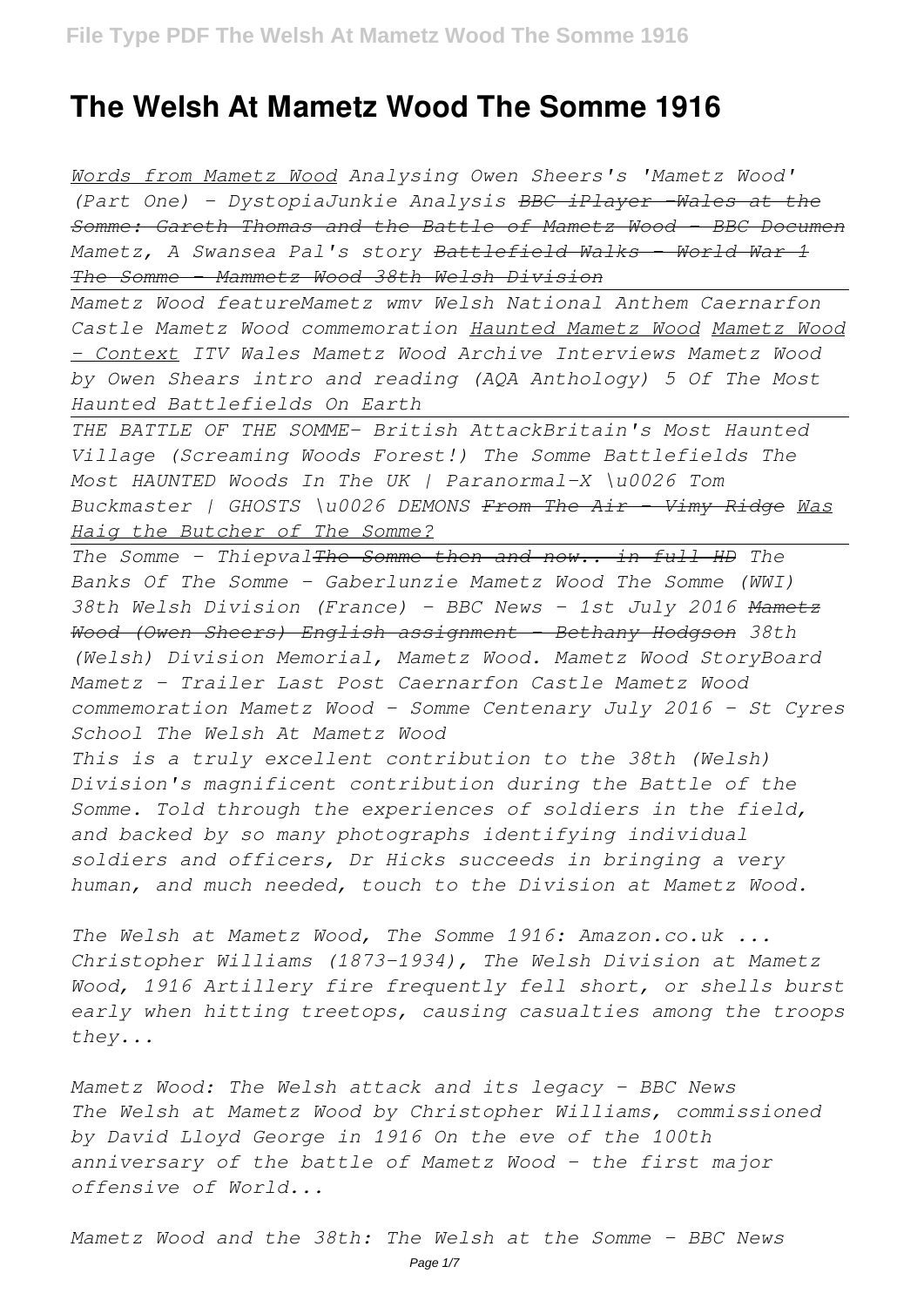# The Welsh At Mametz Wood The Somme 1916

*Words from Mametz Wood Analysing Owen Sheers's 'Mametz Wood' (Part One) - DystopiaJunkie Analysis ~~BBC iPlayer -Wales at the Somme: Gareth Thomas and the Battle of Mametz Wood - BBC Documen~~ Mametz, A Swansea Pal's story ~~Battlefield Walks - World War 1 The Somme - Mammetz Wood 38th Welsh Division~~*

*Mametz Wood featureMametz wmv Welsh National Anthem Caernarfon Castle Mametz Wood commemoration Haunted Mametz Wood Mametz Wood - Context ITV Wales Mametz Wood Archive Interviews Mametz Wood by Owen Shears intro and reading (AQA Anthology) 5 Of The Most Haunted Battlefields On Earth*

*THE BATTLE OF THE SOMME- British AttackBritain's Most Haunted Village (Screaming Woods Forest!) The Somme Battlefields The Most HAUNTED Woods In The UK | Paranormal-X \u0026 Tom Buckmaster | GHOSTS \u0026 DEMONS ~~From The Air - Vimy Ridge~~ Was Haig the Butcher of The Somme?*

*The Somme - Thiepval~~The Somme then and now.. in full HD~~ The Banks Of The Somme - Gaberlunzie Mametz Wood The Somme (WWI) 38th Welsh Division (France) - BBC News - 1st July 2016 ~~Mametz Wood (Owen Sheers) English assignment - Bethany Hodgson~~ 38th (Welsh) Division Memorial, Mametz Wood. Mametz Wood StoryBoard Mametz - Trailer Last Post Caernarfon Castle Mametz Wood commemoration Mametz Wood - Somme Centenary July 2016 - St Cyres School The Welsh At Mametz Wood*

*This is a truly excellent contribution to the 38th (Welsh) Division's magnificent contribution during the Battle of the Somme. Told through the experiences of soldiers in the field, and backed by so many photographs identifying individual soldiers and officers, Dr Hicks succeeds in bringing a very human, and much needed, touch to the Division at Mametz Wood.*

*The Welsh at Mametz Wood, The Somme 1916: Amazon.co.uk ...*

*Christopher Williams (1873-1934), The Welsh Division at Mametz Wood, 1916 Artillery fire frequently fell short, or shells burst early when hitting treetops, causing casualties among the troops they...*

*Mametz Wood: The Welsh attack and its legacy - BBC News*

*The Welsh at Mametz Wood by Christopher Williams, commissioned by David Lloyd George in 1916 On the eve of the 100th anniversary of the battle of Mametz Wood - the first major offensive of World...*

*Mametz Wood and the 38th: The Welsh at the Somme - BBC News*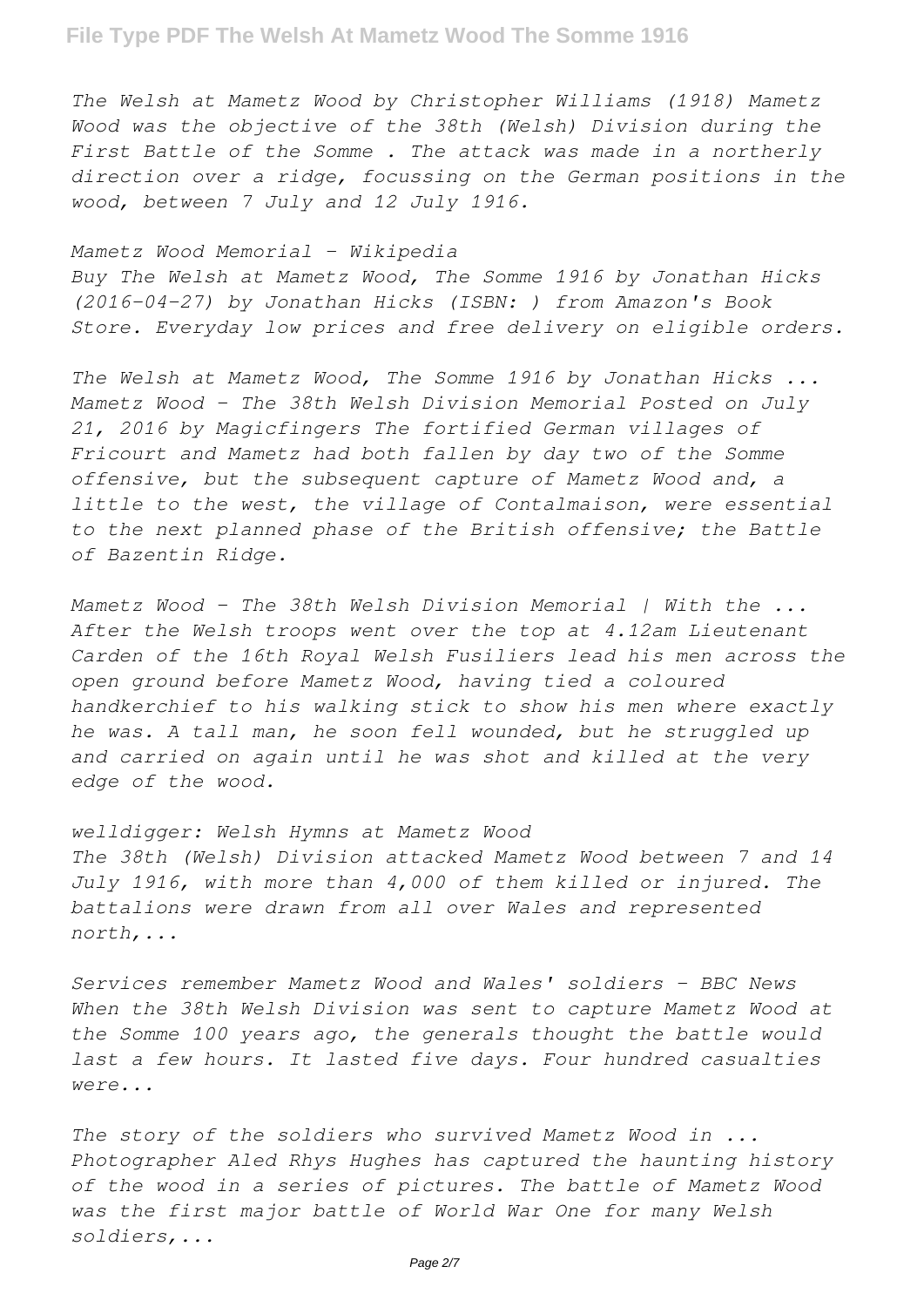*The Welsh at Mametz Wood by Christopher Williams (1918) Mametz Wood was the objective of the 38th (Welsh) Division during the First Battle of the Somme . The attack was made in a northerly direction over a ridge, focussing on the German positions in the wood, between 7 July and 12 July 1916.*

*Mametz Wood Memorial - Wikipedia*

*Buy The Welsh at Mametz Wood, The Somme 1916 by Jonathan Hicks (2016-04-27) by Jonathan Hicks (ISBN: ) from Amazon's Book Store. Everyday low prices and free delivery on eligible orders.*

*The Welsh at Mametz Wood, The Somme 1916 by Jonathan Hicks ...*

*Mametz Wood – The 38th Welsh Division Memorial Posted on July 21, 2016 by Magicfingers The fortified German villages of Fricourt and Mametz had both fallen by day two of the Somme offensive, but the subsequent capture of Mametz Wood and, a little to the west, the village of Contalmaison, were essential to the next planned phase of the British offensive; the Battle of Bazentin Ridge.*

*Mametz Wood – The 38th Welsh Division Memorial | With the ...*

*After the Welsh troops went over the top at 4.12am Lieutenant Carden of the 16th Royal Welsh Fusiliers lead his men across the open ground before Mametz Wood, having tied a coloured handkerchief to his walking stick to show his men where exactly he was. A tall man, he soon fell wounded, but he struggled up and carried on again until he was shot and killed at the very edge of the wood.*

*welldigger: Welsh Hymns at Mametz Wood*

*The 38th (Welsh) Division attacked Mametz Wood between 7 and 14 July 1916, with more than 4,000 of them killed or injured. The battalions were drawn from all over Wales and represented north,...*

*Services remember Mametz Wood and Wales' soldiers - BBC News*

*When the 38th Welsh Division was sent to capture Mametz Wood at the Somme 100 years ago, the generals thought the battle would last a few hours. It lasted five days. Four hundred casualties were...*

*The story of the soldiers who survived Mametz Wood in ...*

*Photographer Aled Rhys Hughes has captured the haunting history of the wood in a series of pictures. The battle of Mametz Wood was the first major battle of World War One for many Welsh soldiers,...*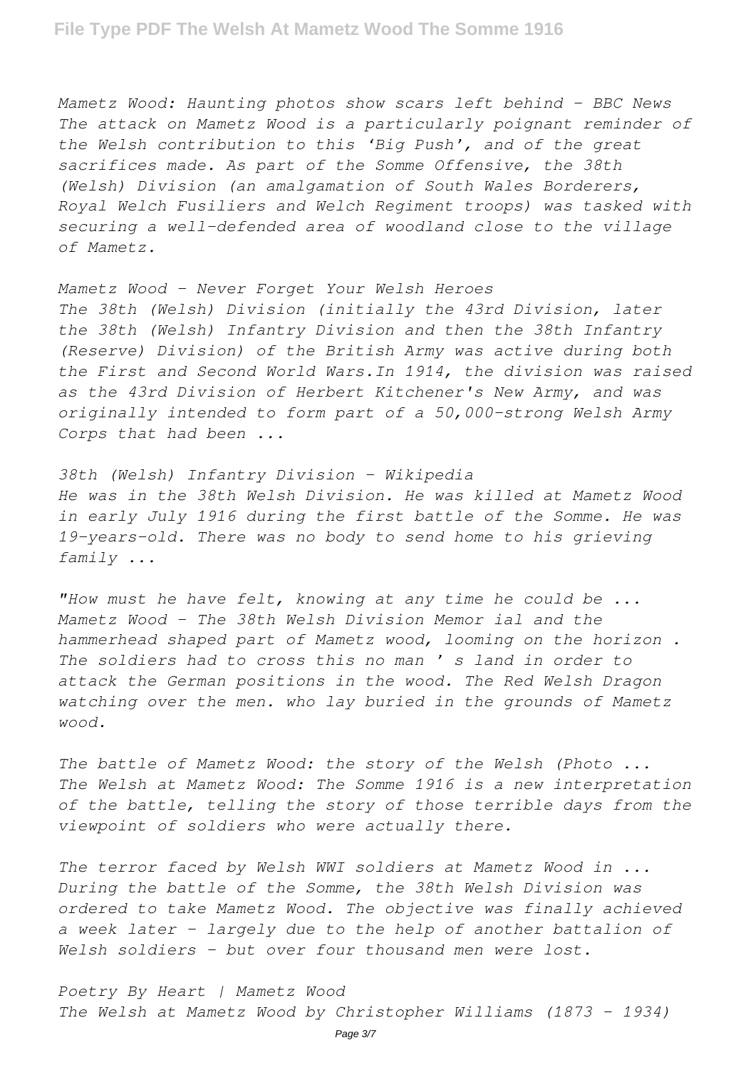*Mametz Wood: Haunting photos show scars left behind - BBC News*
*The attack on Mametz Wood is a particularly poignant reminder of the Welsh contribution to this 'Big Push', and of the great sacrifices made. As part of the Somme Offensive, the 38th (Welsh) Division (an amalgamation of South Wales Borderers, Royal Welch Fusiliers and Welch Regiment troops) was tasked with securing a well-defended area of woodland close to the village of Mametz.*

*Mametz Wood - Never Forget Your Welsh Heroes*
*The 38th (Welsh) Division (initially the 43rd Division, later the 38th (Welsh) Infantry Division and then the 38th Infantry (Reserve) Division) of the British Army was active during both the First and Second World Wars.In 1914, the division was raised as the 43rd Division of Herbert Kitchener's New Army, and was originally intended to form part of a 50,000-strong Welsh Army Corps that had been ...*

*38th (Welsh) Infantry Division - Wikipedia*
*He was in the 38th Welsh Division. He was killed at Mametz Wood in early July 1916 during the first battle of the Somme. He was 19-years-old. There was no body to send home to his grieving family ...*

*"How must he have felt, knowing at any time he could be ...*
*Mametz Wood - The 38th Welsh Division Memor ial and the hammerhead shaped part of Mametz wood, looming on the horizon . The soldiers had to cross this no man ' s land in order to attack the German positions in the wood. The Red Welsh Dragon watching over the men. who lay buried in the grounds of Mametz wood.*

*The battle of Mametz Wood: the story of the Welsh (Photo ...*
*The Welsh at Mametz Wood: The Somme 1916 is a new interpretation of the battle, telling the story of those terrible days from the viewpoint of soldiers who were actually there.*

*The terror faced by Welsh WWI soldiers at Mametz Wood in ...*
*During the battle of the Somme, the 38th Welsh Division was ordered to take Mametz Wood. The objective was finally achieved a week later - largely due to the help of another battalion of Welsh soldiers - but over four thousand men were lost.*

*Poetry By Heart | Mametz Wood*
*The Welsh at Mametz Wood by Christopher Williams (1873 - 1934)*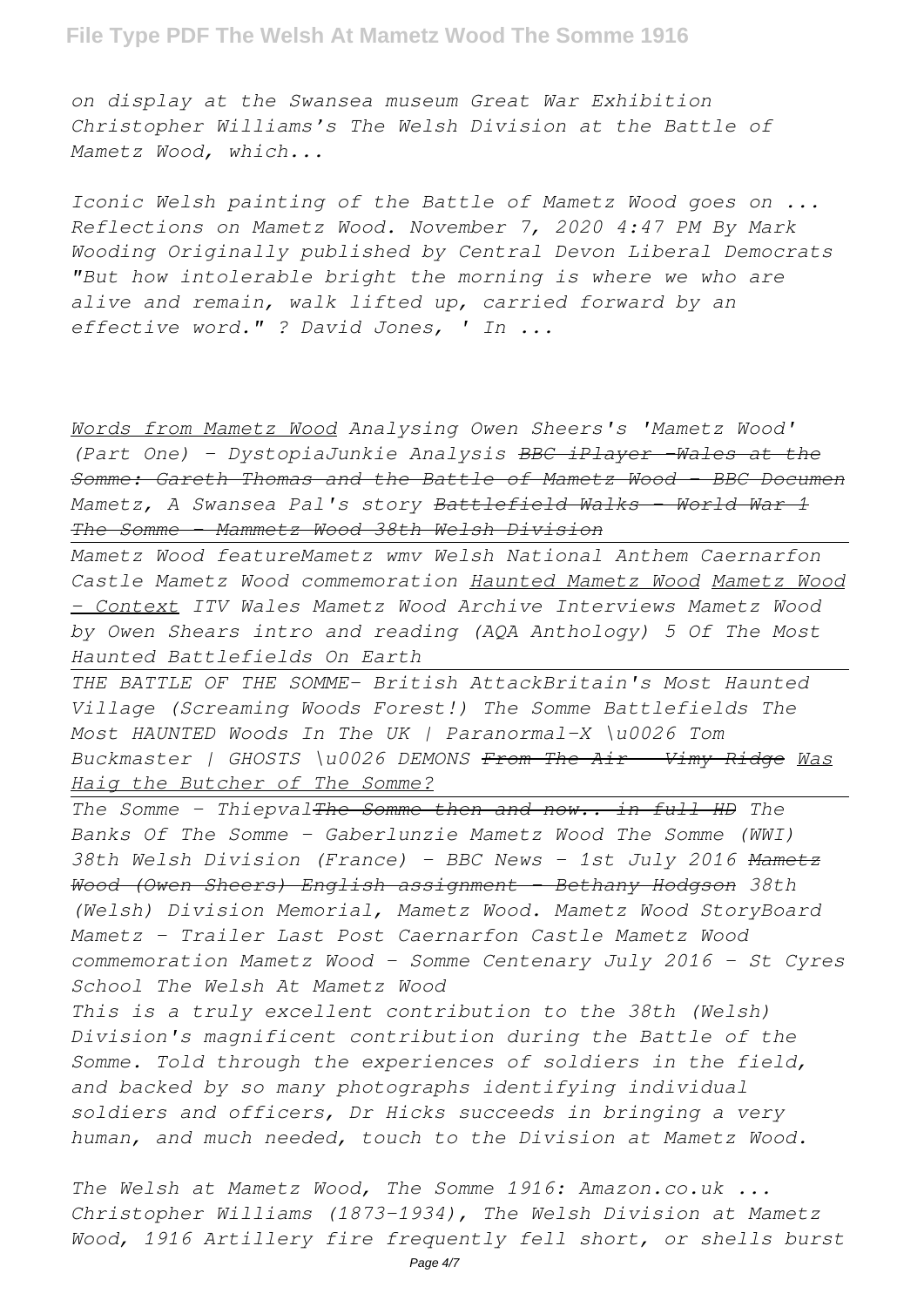*on display at the Swansea museum Great War Exhibition Christopher Williams's The Welsh Division at the Battle of Mametz Wood, which...*

*Iconic Welsh painting of the Battle of Mametz Wood goes on ... Reflections on Mametz Wood. November 7, 2020 4:47 PM By Mark Wooding Originally published by Central Devon Liberal Democrats "But how intolerable bright the morning is where we who are alive and remain, walk lifted up, carried forward by an effective word." ? David Jones, ' In ...*

*Words from Mametz Wood Analysing Owen Sheers's 'Mametz Wood' (Part One) - DystopiaJunkie Analysis ~~BBC iPlayer -Wales at the Somme: Gareth Thomas and the Battle of Mametz Wood - BBC Documen~~ Mametz, A Swansea Pal's story ~~Battlefield Walks - World War 1 The Somme - Mammetz Wood 38th Welsh Division~~*

*Mametz Wood featureMametz wmv Welsh National Anthem Caernarfon Castle Mametz Wood commemoration Haunted Mametz Wood Mametz Wood - Context ITV Wales Mametz Wood Archive Interviews Mametz Wood by Owen Shears intro and reading (AQA Anthology) 5 Of The Most Haunted Battlefields On Earth*

*THE BATTLE OF THE SOMME- British AttackBritain's Most Haunted Village (Screaming Woods Forest!) The Somme Battlefields The Most HAUNTED Woods In The UK | Paranormal-X \u0026 Tom Buckmaster | GHOSTS \u0026 DEMONS ~~From The Air - Vimy Ridge~~ Was Haig the Butcher of The Somme?*

*The Somme - Thiepval~~The Somme then and now.. in full HD~~ The Banks Of The Somme - Gaberlunzie Mametz Wood The Somme (WWI) 38th Welsh Division (France) - BBC News - 1st July 2016 ~~Mametz Wood (Owen Sheers) English assignment - Bethany Hodgson~~ 38th (Welsh) Division Memorial, Mametz Wood. Mametz Wood StoryBoard Mametz - Trailer Last Post Caernarfon Castle Mametz Wood commemoration Mametz Wood - Somme Centenary July 2016 - St Cyres School The Welsh At Mametz Wood*

*This is a truly excellent contribution to the 38th (Welsh) Division's magnificent contribution during the Battle of the Somme. Told through the experiences of soldiers in the field, and backed by so many photographs identifying individual soldiers and officers, Dr Hicks succeeds in bringing a very human, and much needed, touch to the Division at Mametz Wood.*

*The Welsh at Mametz Wood, The Somme 1916: Amazon.co.uk ... Christopher Williams (1873-1934), The Welsh Division at Mametz Wood, 1916 Artillery fire frequently fell short, or shells burst*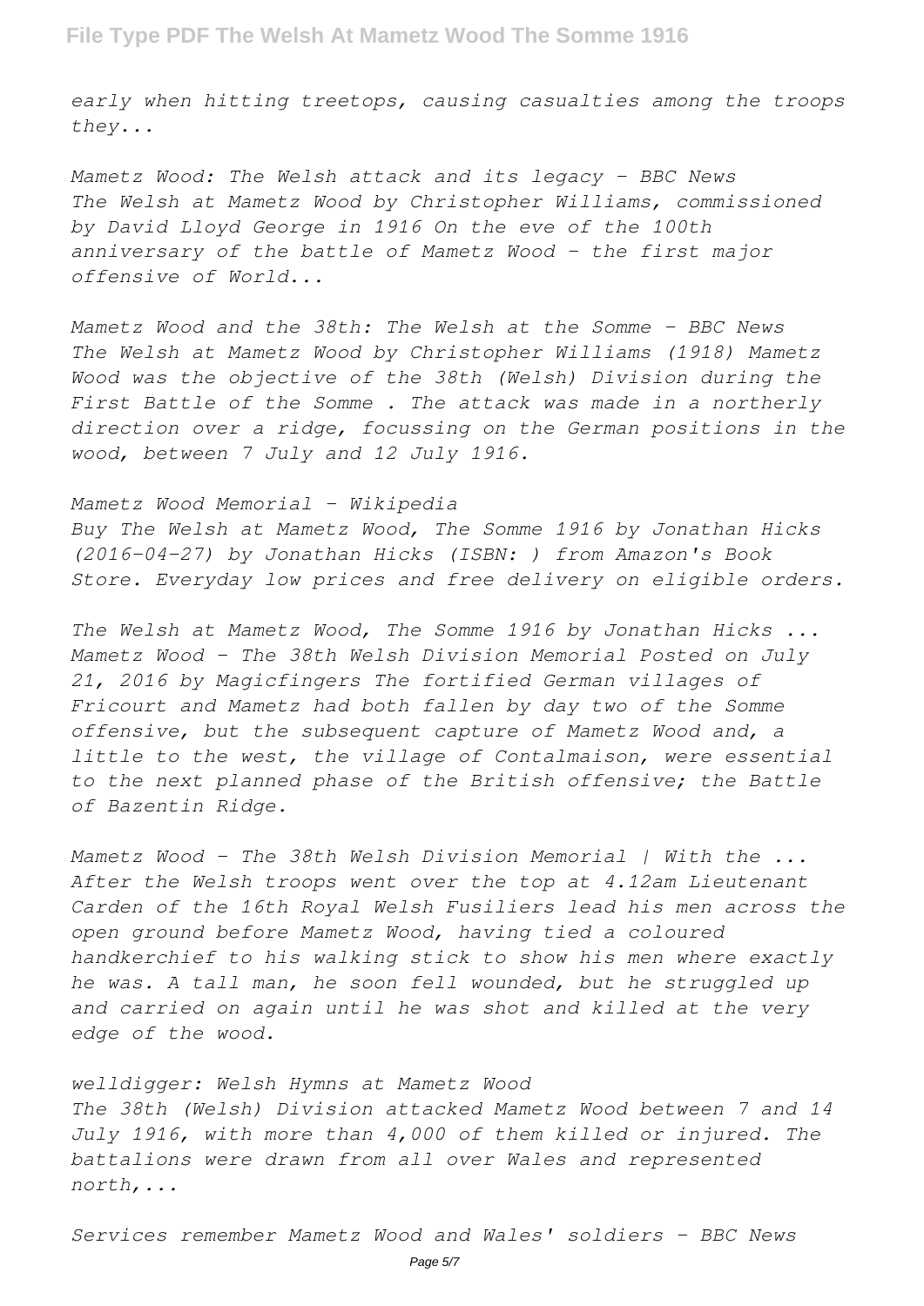*early when hitting treetops, causing casualties among the troops they...*

*Mametz Wood: The Welsh attack and its legacy - BBC News*
*The Welsh at Mametz Wood by Christopher Williams, commissioned by David Lloyd George in 1916 On the eve of the 100th anniversary of the battle of Mametz Wood - the first major offensive of World...*

*Mametz Wood and the 38th: The Welsh at the Somme - BBC News*
*The Welsh at Mametz Wood by Christopher Williams (1918) Mametz Wood was the objective of the 38th (Welsh) Division during the First Battle of the Somme . The attack was made in a northerly direction over a ridge, focussing on the German positions in the wood, between 7 July and 12 July 1916.*

*Mametz Wood Memorial - Wikipedia*
*Buy The Welsh at Mametz Wood, The Somme 1916 by Jonathan Hicks (2016-04-27) by Jonathan Hicks (ISBN: ) from Amazon's Book Store. Everyday low prices and free delivery on eligible orders.*

*The Welsh at Mametz Wood, The Somme 1916 by Jonathan Hicks ...*
*Mametz Wood - The 38th Welsh Division Memorial Posted on July 21, 2016 by Magicfingers The fortified German villages of Fricourt and Mametz had both fallen by day two of the Somme offensive, but the subsequent capture of Mametz Wood and, a little to the west, the village of Contalmaison, were essential to the next planned phase of the British offensive; the Battle of Bazentin Ridge.*

*Mametz Wood - The 38th Welsh Division Memorial | With the ...*
*After the Welsh troops went over the top at 4.12am Lieutenant Carden of the 16th Royal Welsh Fusiliers lead his men across the open ground before Mametz Wood, having tied a coloured handkerchief to his walking stick to show his men where exactly he was. A tall man, he soon fell wounded, but he struggled up and carried on again until he was shot and killed at the very edge of the wood.*

*welldigger: Welsh Hymns at Mametz Wood*
*The 38th (Welsh) Division attacked Mametz Wood between 7 and 14 July 1916, with more than 4,000 of them killed or injured. The battalions were drawn from all over Wales and represented north,...*

*Services remember Mametz Wood and Wales' soldiers - BBC News*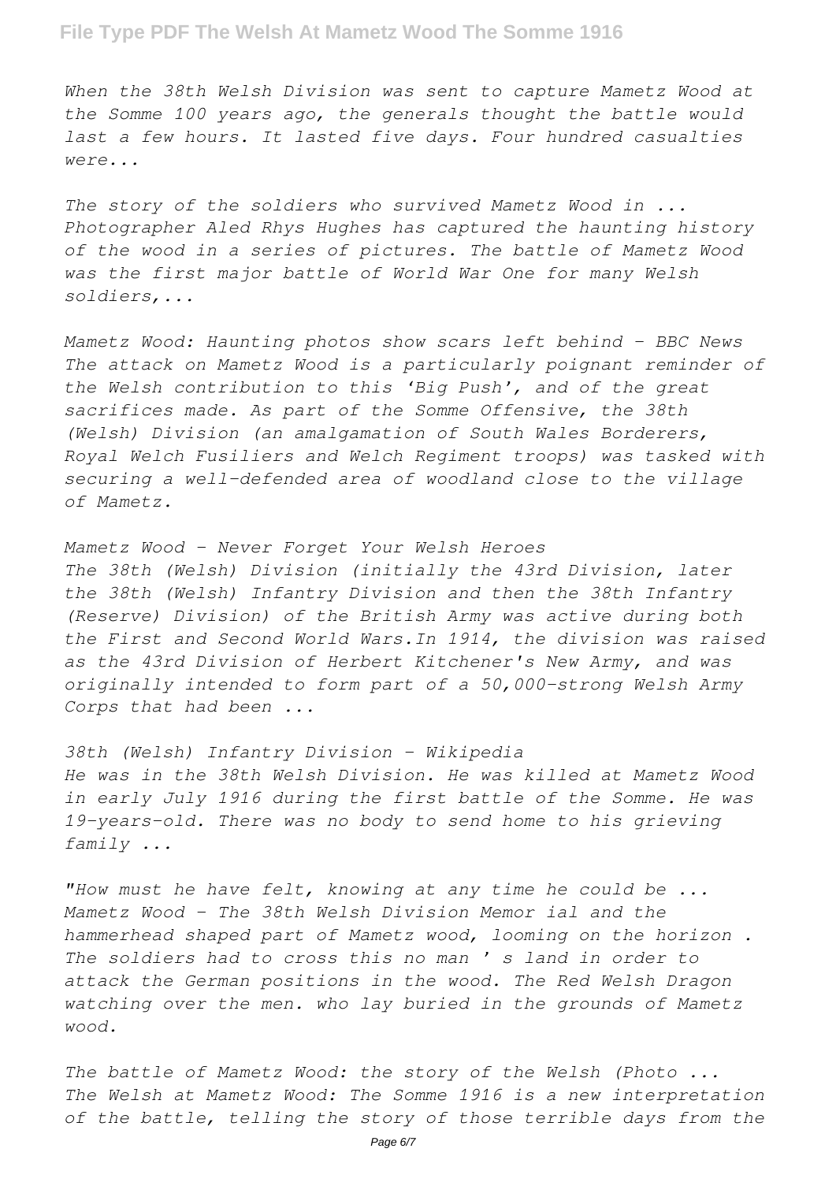*When the 38th Welsh Division was sent to capture Mametz Wood at the Somme 100 years ago, the generals thought the battle would last a few hours. It lasted five days. Four hundred casualties were...*

*The story of the soldiers who survived Mametz Wood in ...*
*Photographer Aled Rhys Hughes has captured the haunting history of the wood in a series of pictures. The battle of Mametz Wood was the first major battle of World War One for many Welsh soldiers,...*

*Mametz Wood: Haunting photos show scars left behind - BBC News*
*The attack on Mametz Wood is a particularly poignant reminder of the Welsh contribution to this 'Big Push', and of the great sacrifices made. As part of the Somme Offensive, the 38th (Welsh) Division (an amalgamation of South Wales Borderers, Royal Welch Fusiliers and Welch Regiment troops) was tasked with securing a well-defended area of woodland close to the village of Mametz.*

*Mametz Wood - Never Forget Your Welsh Heroes*
*The 38th (Welsh) Division (initially the 43rd Division, later the 38th (Welsh) Infantry Division and then the 38th Infantry (Reserve) Division) of the British Army was active during both the First and Second World Wars.In 1914, the division was raised as the 43rd Division of Herbert Kitchener's New Army, and was originally intended to form part of a 50,000-strong Welsh Army Corps that had been ...*

*38th (Welsh) Infantry Division - Wikipedia*
*He was in the 38th Welsh Division. He was killed at Mametz Wood in early July 1916 during the first battle of the Somme. He was 19-years-old. There was no body to send home to his grieving family ...*

*"How must he have felt, knowing at any time he could be ...*
*Mametz Wood - The 38th Welsh Division Memor ial and the hammerhead shaped part of Mametz wood, looming on the horizon . The soldiers had to cross this no man ' s land in order to attack the German positions in the wood. The Red Welsh Dragon watching over the men. who lay buried in the grounds of Mametz wood.*

*The battle of Mametz Wood: the story of the Welsh (Photo ...*
*The Welsh at Mametz Wood: The Somme 1916 is a new interpretation of the battle, telling the story of those terrible days from the*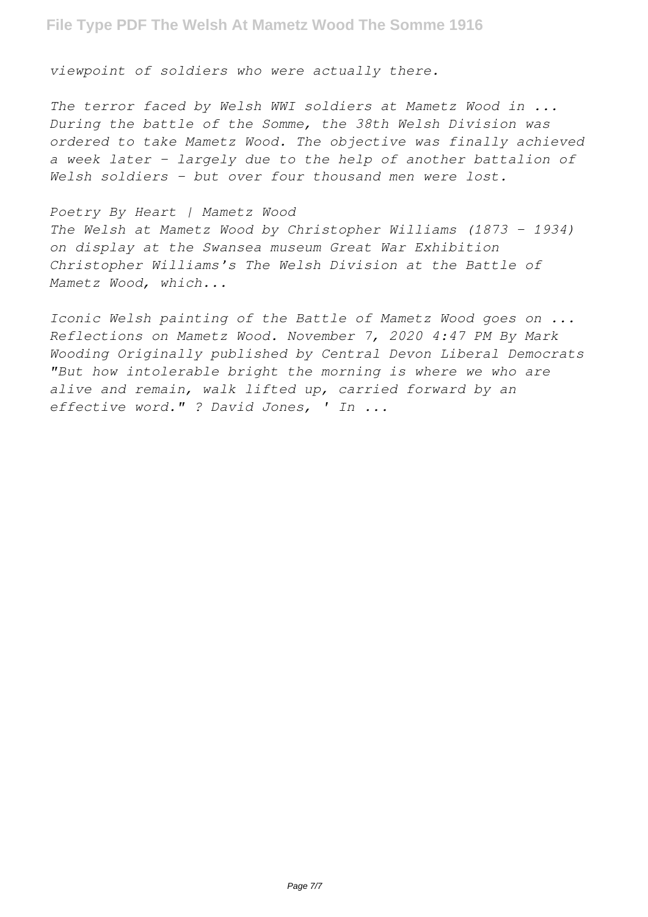*viewpoint of soldiers who were actually there.*

*The terror faced by Welsh WWI soldiers at Mametz Wood in ...*
*During the battle of the Somme, the 38th Welsh Division was ordered to take Mametz Wood. The objective was finally achieved a week later - largely due to the help of another battalion of Welsh soldiers - but over four thousand men were lost.*

*Poetry By Heart | Mametz Wood*
*The Welsh at Mametz Wood by Christopher Williams (1873 - 1934) on display at the Swansea museum Great War Exhibition Christopher Williams's The Welsh Division at the Battle of Mametz Wood, which...*

*Iconic Welsh painting of the Battle of Mametz Wood goes on ...*
*Reflections on Mametz Wood. November 7, 2020 4:47 PM By Mark Wooding Originally published by Central Devon Liberal Democrats "But how intolerable bright the morning is where we who are alive and remain, walk lifted up, carried forward by an effective word." ? David Jones, ' In ...*